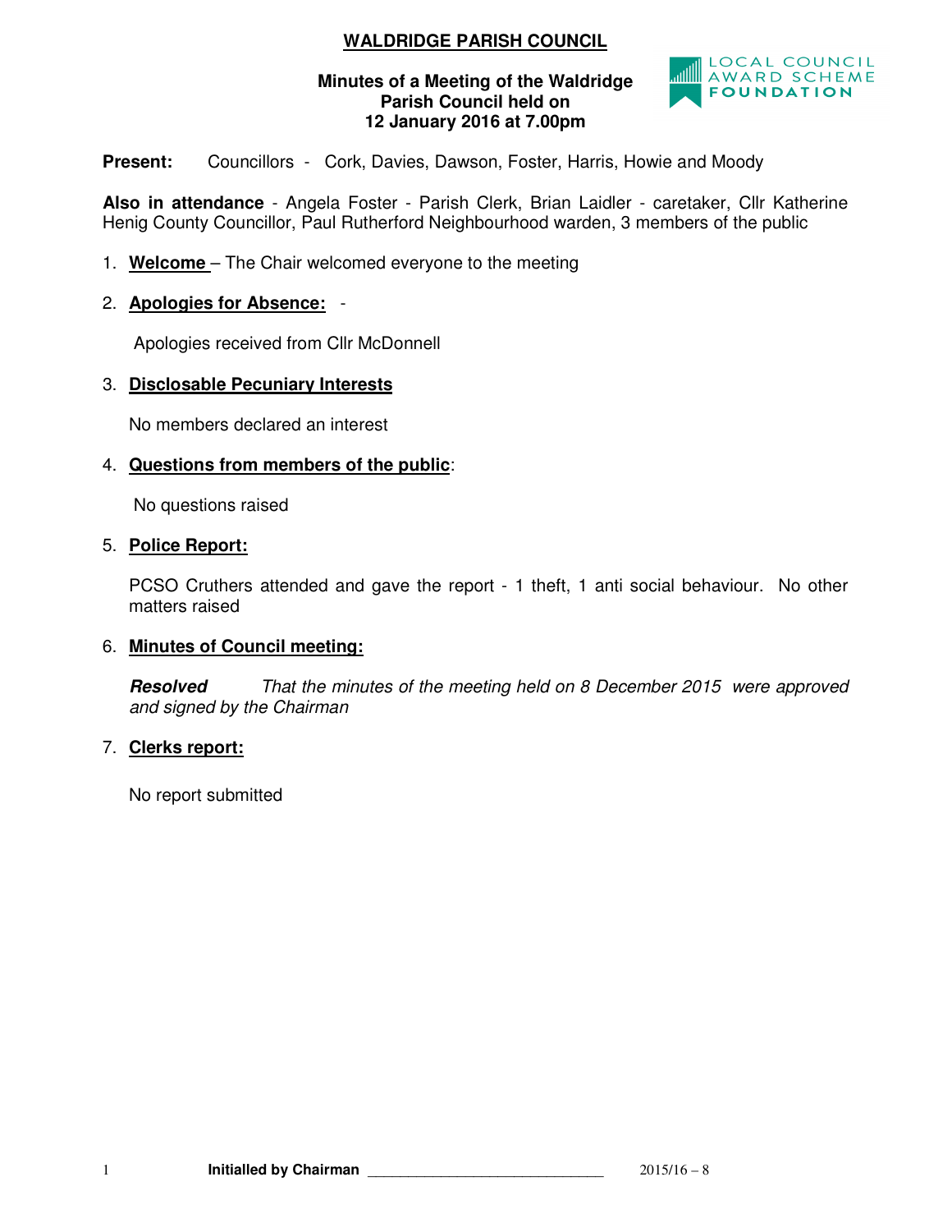# WALDRIDGE PARISH COUNCIL

**Minutes of a Meeting of the Waldridge Parish Council held on 12 January 2016 at 7.00pm**

**Present:** Councillors - Cork, Davies, Dawson, Foster, Harris, Howie and Moody

**Also in attendance** - Angela Foster - Parish Clerk, Brian Laidler - caretaker, Cllr Katherine Henig County Councillor, Paul Rutherford Neighbourhood warden, 3 members of the public

1. **Welcome** – The Chair welcomed everyone to the meeting

2. **Apologies for Absence:** -

   Apologies received from Cllr McDonnell

3. **Disclosable Pecuniary Interests**

   No members declared an interest

4. **Questions from members of the public**:

   No questions raised

5. **Police Report:**

   PCSO Cruthers attended and gave the report - 1 theft, 1 anti social behaviour. No other matters raised

6. **Minutes of Council meeting:**

   ***Resolved*** *That the minutes of the meeting held on 8 December 2015 were approved and signed by the Chairman*

7. **Clerks report:**

   No report submitted

**Initialled by Chairman** ______________________________ 2015/16 – 8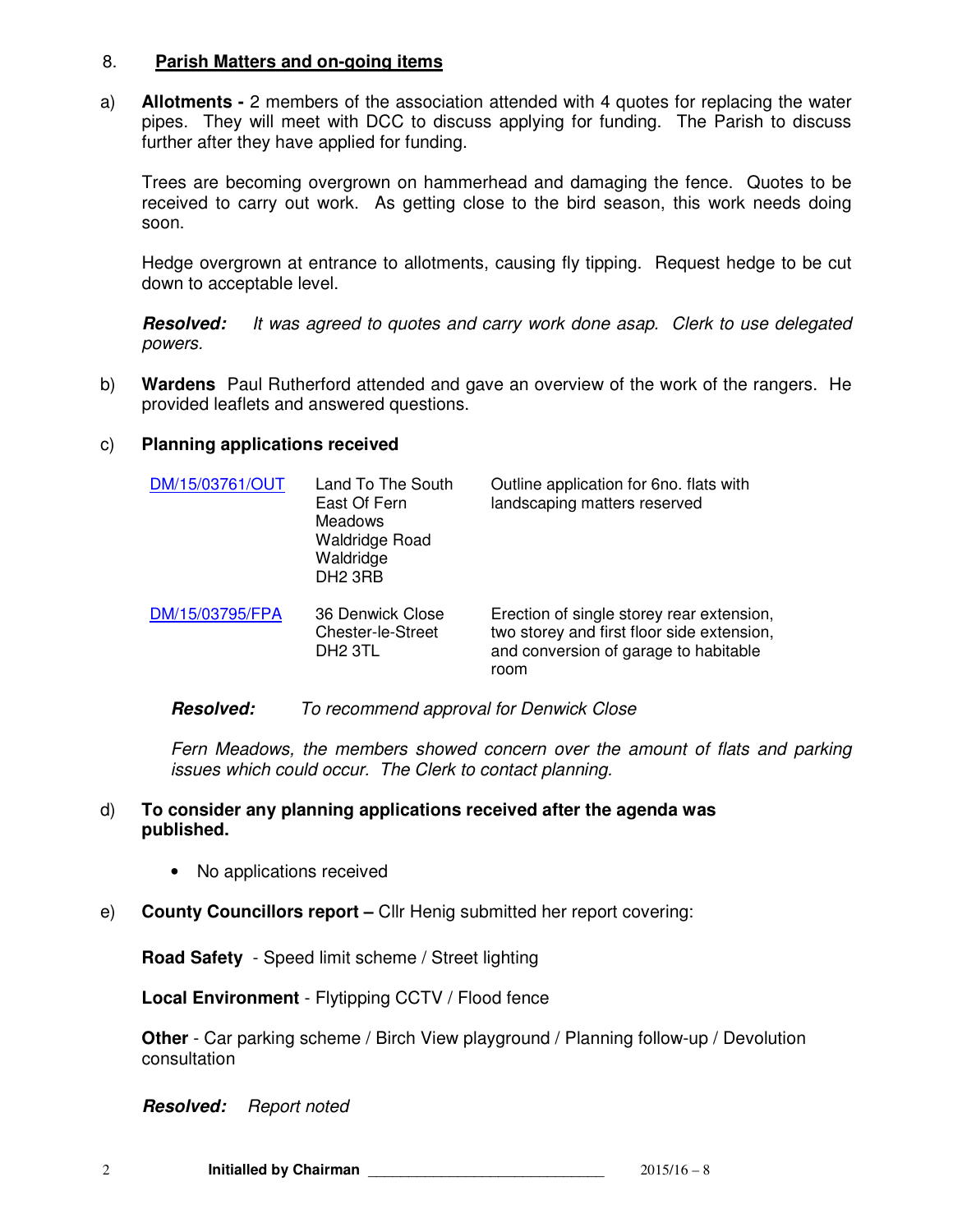## 8. Parish Matters and on-going items

a) **Allotments -** 2 members of the association attended with 4 quotes for replacing the water pipes. They will meet with DCC to discuss applying for funding. The Parish to discuss further after they have applied for funding.

Trees are becoming overgrown on hammerhead and damaging the fence. Quotes to be received to carry out work. As getting close to the bird season, this work needs doing soon.

Hedge overgrown at entrance to allotments, causing fly tipping. Request hedge to be cut down to acceptable level.

***Resolved:*** *It was agreed to quotes and carry work done asap. Clerk to use delegated powers.*

b) **Wardens** Paul Rutherford attended and gave an overview of the work of the rangers. He provided leaflets and answered questions.

c) **Planning applications received**

| | | |
|---|---|---|
| DM/15/03761/OUT | Land To The South East Of Fern Meadows Waldridge Road Waldridge DH2 3RB | Outline application for 6no. flats with landscaping matters reserved |
| DM/15/03795/FPA | 36 Denwick Close Chester-le-Street DH2 3TL | Erection of single storey rear extension, two storey and first floor side extension, and conversion of garage to habitable room |

***Resolved:*** *To recommend approval for Denwick Close*

*Fern Meadows, the members showed concern over the amount of flats and parking issues which could occur. The Clerk to contact planning.*

d) **To consider any planning applications received after the agenda was published.**

- No applications received

e) **County Councillors report –** Cllr Henig submitted her report covering:

**Road Safety** - Speed limit scheme / Street lighting

**Local Environment** - Flytipping CCTV / Flood fence

**Other** - Car parking scheme / Birch View playground / Planning follow-up / Devolution consultation

***Resolved:*** *Report noted*

**Initialled by Chairman** ______________________________ 2015/16 – 8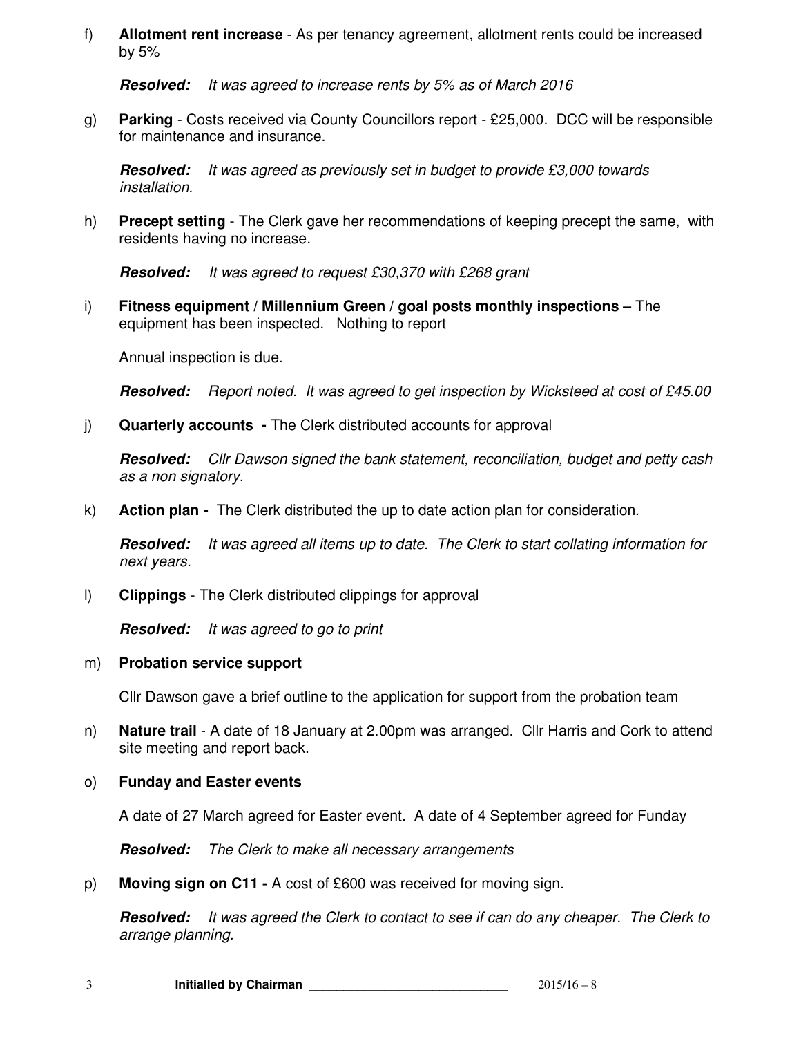f) **Allotment rent increase** - As per tenancy agreement, allotment rents could be increased by 5%

***Resolved:*** *It was agreed to increase rents by 5% as of March 2016*

g) **Parking** - Costs received via County Councillors report - £25,000. DCC will be responsible for maintenance and insurance.

***Resolved:*** *It was agreed as previously set in budget to provide £3,000 towards installation.*

h) **Precept setting** - The Clerk gave her recommendations of keeping precept the same, with residents having no increase.

***Resolved:*** *It was agreed to request £30,370 with £268 grant*

i) **Fitness equipment / Millennium Green / goal posts monthly inspections –** The equipment has been inspected. Nothing to report

Annual inspection is due.

***Resolved:*** *Report noted. It was agreed to get inspection by Wicksteed at cost of £45.00*

j) **Quarterly accounts -** The Clerk distributed accounts for approval

***Resolved:*** *Cllr Dawson signed the bank statement, reconciliation, budget and petty cash as a non signatory.*

k) **Action plan -** The Clerk distributed the up to date action plan for consideration.

***Resolved:*** *It was agreed all items up to date. The Clerk to start collating information for next years.*

l) **Clippings** - The Clerk distributed clippings for approval

***Resolved:*** *It was agreed to go to print*

m) **Probation service support**

Cllr Dawson gave a brief outline to the application for support from the probation team

n) **Nature trail** - A date of 18 January at 2.00pm was arranged. Cllr Harris and Cork to attend site meeting and report back.

o) **Funday and Easter events**

A date of 27 March agreed for Easter event. A date of 4 September agreed for Funday

***Resolved:*** *The Clerk to make all necessary arrangements*

p) **Moving sign on C11 -** A cost of £600 was received for moving sign.

***Resolved:*** *It was agreed the Clerk to contact to see if can do any cheaper. The Clerk to arrange planning.*

**Initialled by Chairman** \_\_\_\_\_\_\_\_\_\_\_\_\_\_\_\_\_\_\_\_\_\_\_\_\_\_\_\_\_\_ 2015/16 – 8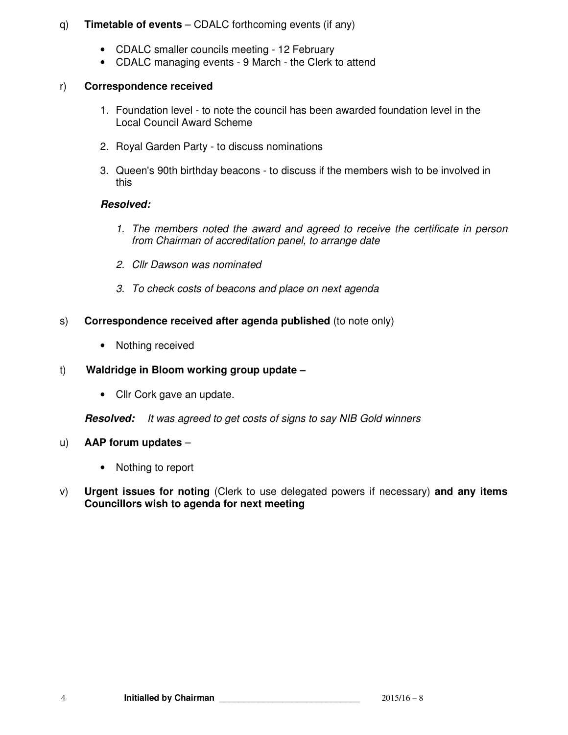q) **Timetable of events** – CDALC forthcoming events (if any)

- CDALC smaller councils meeting - 12 February
- CDALC managing events - 9 March - the Clerk to attend

r) **Correspondence received**

1. Foundation level - to note the council has been awarded foundation level in the Local Council Award Scheme

2. Royal Garden Party - to discuss nominations

3. Queen's 90th birthday beacons - to discuss if the members wish to be involved in this

***Resolved:***

1. *The members noted the award and agreed to receive the certificate in person from Chairman of accreditation panel, to arrange date*

2. *Cllr Dawson was nominated*

3. *To check costs of beacons and place on next agenda*

s) **Correspondence received after agenda published** (to note only)

- Nothing received

t) **Waldridge in Bloom working group update –**

- Cllr Cork gave an update.

***Resolved:*** *It was agreed to get costs of signs to say NIB Gold winners*

u) **AAP forum updates** –

- Nothing to report

v) **Urgent issues for noting** (Clerk to use delegated powers if necessary) **and any items Councillors wish to agenda for next meeting**

**Initialled by Chairman** ______________________________ 2015/16 – 8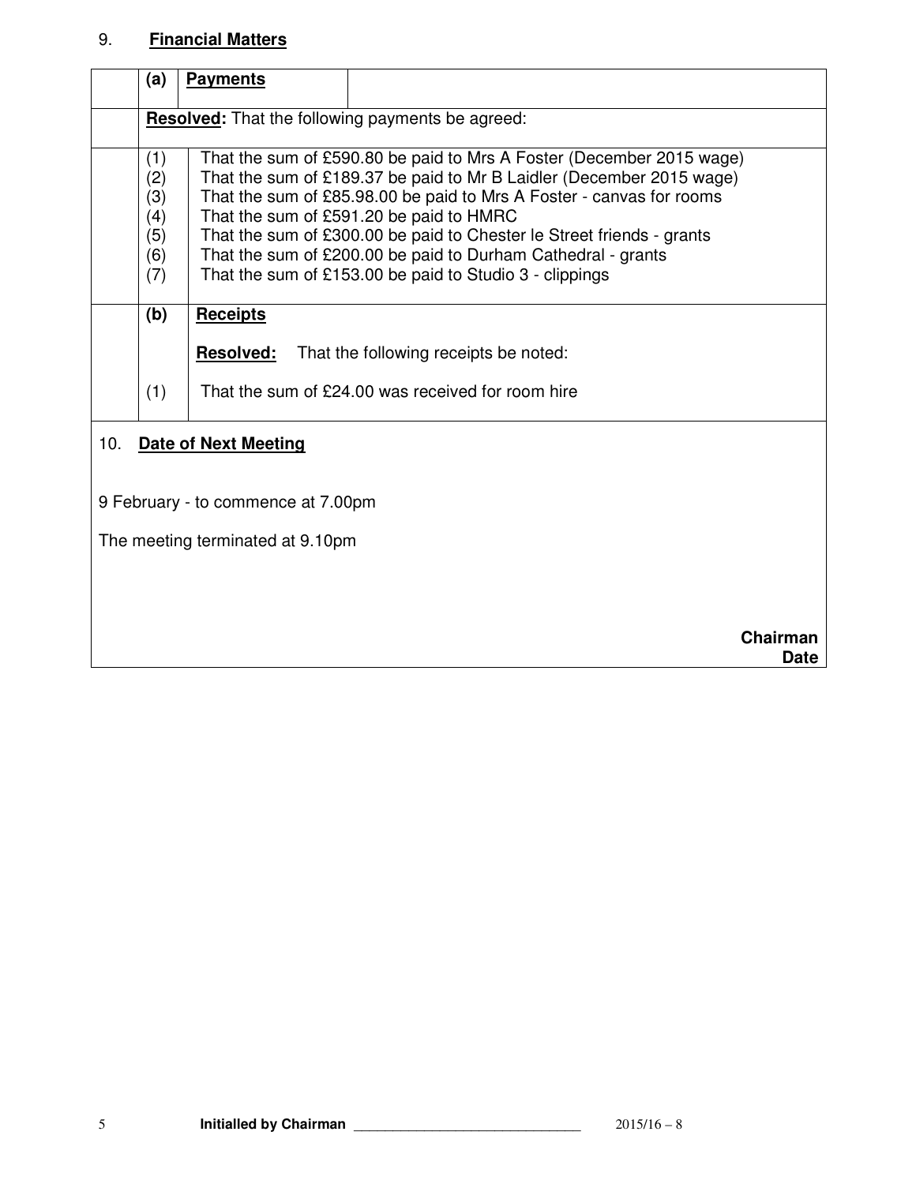## 9. **Financial Matters**

| | | |
|---|---|---|
| | **(a)** | **Payments** |
| | **Resolved:** That the following payments be agreed: | |
| | (1) | That the sum of £590.80 be paid to Mrs A Foster (December 2015 wage) |
| | (2) | That the sum of £189.37 be paid to Mr B Laidler (December 2015 wage) |
| | (3) | That the sum of £85.98.00 be paid to Mrs A Foster - canvas for rooms |
| | (4) | That the sum of £591.20 be paid to HMRC |
| | (5) | That the sum of £300.00 be paid to Chester le Street friends - grants |
| | (6) | That the sum of £200.00 be paid to Durham Cathedral - grants |
| | (7) | That the sum of £153.00 be paid to Studio 3 - clippings |
| | **(b)** | **Receipts** |
| | | **Resolved:** That the following receipts be noted: |
| | (1) | That the sum of £24.00 was received for room hire |

## 10. **Date of Next Meeting**

9 February - to commence at 7.00pm

The meeting terminated at 9.10pm

**Chairman**
**Date**

**Initialled by Chairman** ______________________________ 2015/16 – 8